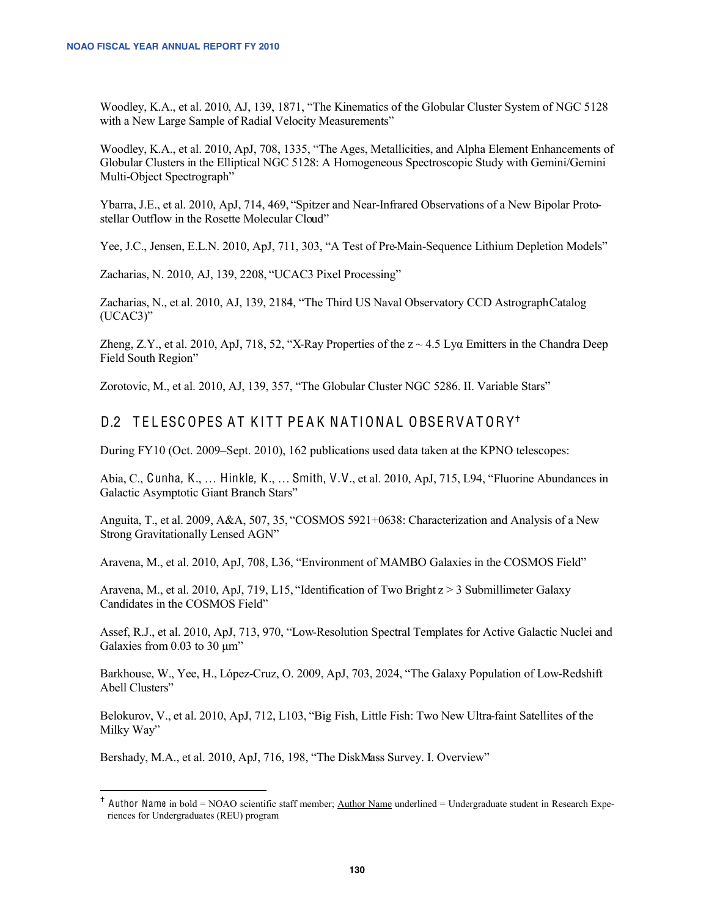Woodley, K.A., et al. 2010, AJ, 139, 1871, "The Kinematics of the Globular Cluster System of NGC 5128 with a New Large Sample of Radial Velocity Measurements"

Woodley, K.A., et al. 2010, ApJ, 708, 1335, "The Ages, Metallicities, and Alpha Element Enhancements of Globular Clusters in the Elliptical NGC 5128: A Homogeneous Spectroscopic Study with Gemini/Gemini Multi-Object Spectrograph"

Ybarra, J.E., et al. 2010, ApJ, 714, 469, "Spitzer and Near-Infrared Observations of a New Bipolar Protostellar Outflow in the Rosette Molecular Cloud"

Yee, J.C., Jensen, E.L.N. 2010, ApJ, 711, 303, "A Test of Pre-Main-Sequence Lithium Depletion Models"

Zacharias, N. 2010, AJ, 139, 2208, "UCAC3 Pixel Processing"

Zacharias, N., et al. 2010, AJ, 139, 2184, "The Third US Naval Observatory CCD Astrograph Catalog (UCAC3)"

Zheng, Z.Y., et al. 2010, ApJ, 718, 52, "X-Ray Properties of the z ~ 4.5 Lyα Emitters in the Chandra Deep Field South Region"

Zorotovic, M., et al. 2010, AJ, 139, 357, "The Globular Cluster NGC 5286. II. Variable Stars"

## D.2 TELESCOPES AT KITT PEAK NATIONAL OBSERVATORY†

During FY10 (Oct. 2009–Sept. 2010), 162 publications used data taken at the KPNO telescopes:

Abia, C., **Cunha, K.**, … **Hinkle, K.**, … **Smith, V.V.**, et al. 2010, ApJ, 715, L94, "Fluorine Abundances in Galactic Asymptotic Giant Branch Stars"

Anguita, T., et al. 2009, A&A, 507, 35, "COSMOS 5921+0638: Characterization and Analysis of a New Strong Gravitationally Lensed AGN"

Aravena, M., et al. 2010, ApJ, 708, L36, "Environment of MAMBO Galaxies in the COSMOS Field"

Aravena, M., et al. 2010, ApJ, 719, L15, "Identification of Two Bright z > 3 Submillimeter Galaxy Candidates in the COSMOS Field"

Assef, R.J., et al. 2010, ApJ, 713, 970, "Low-Resolution Spectral Templates for Active Galactic Nuclei and Galaxies from 0.03 to 30 µm"

Barkhouse, W., Yee, H., López-Cruz, O. 2009, ApJ, 703, 2024, "The Galaxy Population of Low-Redshift Abell Clusters"

Belokurov, V., et al. 2010, ApJ, 712, L103, "Big Fish, Little Fish: Two New Ultra-faint Satellites of the Milky Way"

Bershady, M.A., et al. 2010, ApJ, 716, 198, "The DiskMass Survey. I. Overview"

† **Author Name** in bold = NOAO scientific staff member; <u>Author Name</u> underlined = Undergraduate student in Research Experiences for Undergraduates (REU) program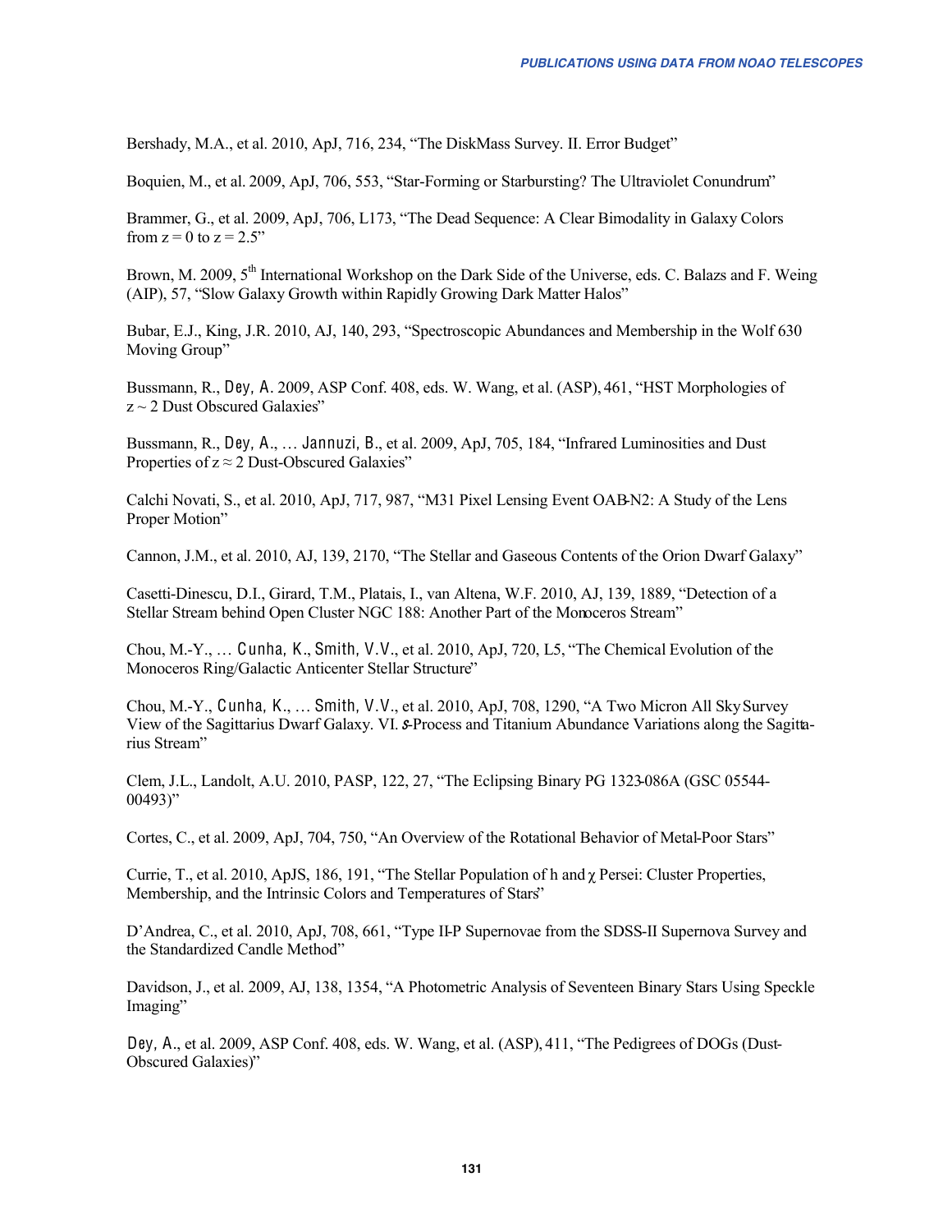Bershady, M.A., et al. 2010, ApJ, 716, 234, "The DiskMass Survey. II. Error Budget"

Boquien, M., et al. 2009, ApJ, 706, 553, "Star-Forming or Starbursting? The Ultraviolet Conundrum"

Brammer, G., et al. 2009, ApJ, 706, L173, "The Dead Sequence: A Clear Bimodality in Galaxy Colors from z = 0 to z = 2.5"

Brown, M. 2009, 5th International Workshop on the Dark Side of the Universe, eds. C. Balazs and F. Weing (AIP), 57, "Slow Galaxy Growth within Rapidly Growing Dark Matter Halos"

Bubar, E.J., King, J.R. 2010, AJ, 140, 293, "Spectroscopic Abundances and Membership in the Wolf 630 Moving Group"

Bussmann, R., Dey, A. 2009, ASP Conf. 408, eds. W. Wang, et al. (ASP), 461, "HST Morphologies of z ~ 2 Dust Obscured Galaxies"

Bussmann, R., Dey, A., … Jannuzi, B., et al. 2009, ApJ, 705, 184, "Infrared Luminosities and Dust Properties of z ≈ 2 Dust-Obscured Galaxies"

Calchi Novati, S., et al. 2010, ApJ, 717, 987, "M31 Pixel Lensing Event OAB-N2: A Study of the Lens Proper Motion"

Cannon, J.M., et al. 2010, AJ, 139, 2170, "The Stellar and Gaseous Contents of the Orion Dwarf Galaxy"

Casetti-Dinescu, D.I., Girard, T.M., Platais, I., van Altena, W.F. 2010, AJ, 139, 1889, "Detection of a Stellar Stream behind Open Cluster NGC 188: Another Part of the Monoceros Stream"

Chou, M.-Y., … Cunha, K., Smith, V.V., et al. 2010, ApJ, 720, L5, "The Chemical Evolution of the Monoceros Ring/Galactic Anticenter Stellar Structure"

Chou, M.-Y., Cunha, K., … Smith, V.V., et al. 2010, ApJ, 708, 1290, "A Two Micron All Sky Survey View of the Sagittarius Dwarf Galaxy. VI. *s*-Process and Titanium Abundance Variations along the Sagittarius Stream"

Clem, J.L., Landolt, A.U. 2010, PASP, 122, 27, "The Eclipsing Binary PG 1323-086A (GSC 05544-00493)"

Cortes, C., et al. 2009, ApJ, 704, 750, "An Overview of the Rotational Behavior of Metal-Poor Stars"

Currie, T., et al. 2010, ApJS, 186, 191, "The Stellar Population of h and $\chi$ Persei: Cluster Properties, Membership, and the Intrinsic Colors and Temperatures of Stars"

D'Andrea, C., et al. 2010, ApJ, 708, 661, "Type II-P Supernovae from the SDSS-II Supernova Survey and the Standardized Candle Method"

Davidson, J., et al. 2009, AJ, 138, 1354, "A Photometric Analysis of Seventeen Binary Stars Using Speckle Imaging"

Dey, A., et al. 2009, ASP Conf. 408, eds. W. Wang, et al. (ASP), 411, "The Pedigrees of DOGs (Dust-Obscured Galaxies)"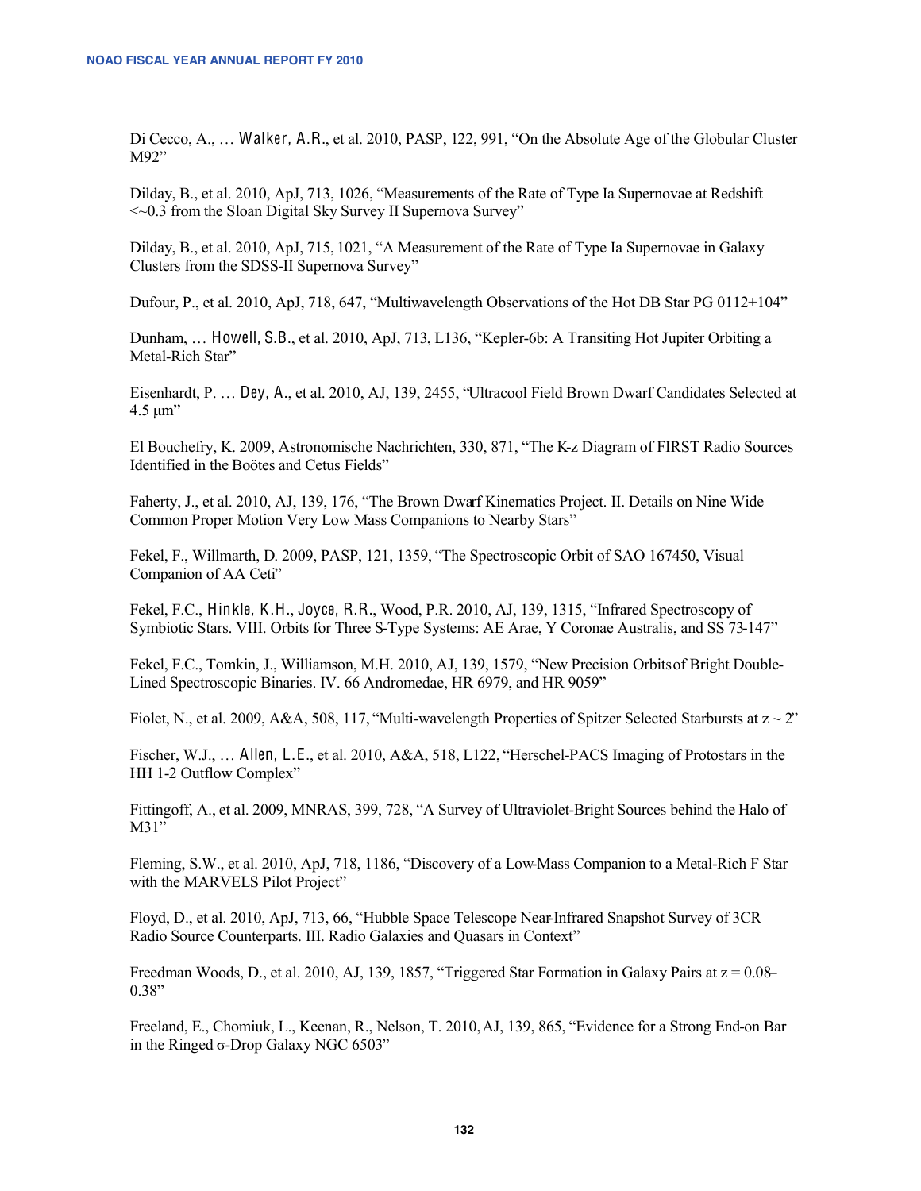Di Cecco, A., … Walker, A.R., et al. 2010, PASP, 122, 991, "On the Absolute Age of the Globular Cluster M92"

Dilday, B., et al. 2010, ApJ, 713, 1026, "Measurements of the Rate of Type Ia Supernovae at Redshift <~0.3 from the Sloan Digital Sky Survey II Supernova Survey"

Dilday, B., et al. 2010, ApJ, 715, 1021, "A Measurement of the Rate of Type Ia Supernovae in Galaxy Clusters from the SDSS-II Supernova Survey"

Dufour, P., et al. 2010, ApJ, 718, 647, "Multiwavelength Observations of the Hot DB Star PG 0112+104"

Dunham, … Howell, S.B., et al. 2010, ApJ, 713, L136, "Kepler-6b: A Transiting Hot Jupiter Orbiting a Metal-Rich Star"

Eisenhardt, P. … Dey, A., et al. 2010, AJ, 139, 2455, "Ultracool Field Brown Dwarf Candidates Selected at 4.5 μm"

El Bouchefry, K. 2009, Astronomische Nachrichten, 330, 871, "The K-z Diagram of FIRST Radio Sources Identified in the Boötes and Cetus Fields"

Faherty, J., et al. 2010, AJ, 139, 176, "The Brown Dwarf Kinematics Project. II. Details on Nine Wide Common Proper Motion Very Low Mass Companions to Nearby Stars"

Fekel, F., Willmarth, D. 2009, PASP, 121, 1359, "The Spectroscopic Orbit of SAO 167450, Visual Companion of AA Ceti"

Fekel, F.C., Hinkle, K.H., Joyce, R.R., Wood, P.R. 2010, AJ, 139, 1315, "Infrared Spectroscopy of Symbiotic Stars. VIII. Orbits for Three S-Type Systems: AE Arae, Y Coronae Australis, and SS 73-147"

Fekel, F.C., Tomkin, J., Williamson, M.H. 2010, AJ, 139, 1579, "New Precision Orbits of Bright Double-Lined Spectroscopic Binaries. IV. 66 Andromedae, HR 6979, and HR 9059"

Fiolet, N., et al. 2009, A&A, 508, 117, "Multi-wavelength Properties of Spitzer Selected Starbursts at $z \sim 2$"

Fischer, W.J., … Allen, L.E., et al. 2010, A&A, 518, L122, "Herschel-PACS Imaging of Protostars in the HH 1-2 Outflow Complex"

Fittingoff, A., et al. 2009, MNRAS, 399, 728, "A Survey of Ultraviolet-Bright Sources behind the Halo of M31"

Fleming, S.W., et al. 2010, ApJ, 718, 1186, "Discovery of a Low-Mass Companion to a Metal-Rich F Star with the MARVELS Pilot Project"

Floyd, D., et al. 2010, ApJ, 713, 66, "Hubble Space Telescope Near-Infrared Snapshot Survey of 3CR Radio Source Counterparts. III. Radio Galaxies and Quasars in Context"

Freedman Woods, D., et al. 2010, AJ, 139, 1857, "Triggered Star Formation in Galaxy Pairs at $z = 0.08$–$0.38$"

Freeland, E., Chomiuk, L., Keenan, R., Nelson, T. 2010, AJ, 139, 865, "Evidence for a Strong End-on Bar in the Ringed σ-Drop Galaxy NGC 6503"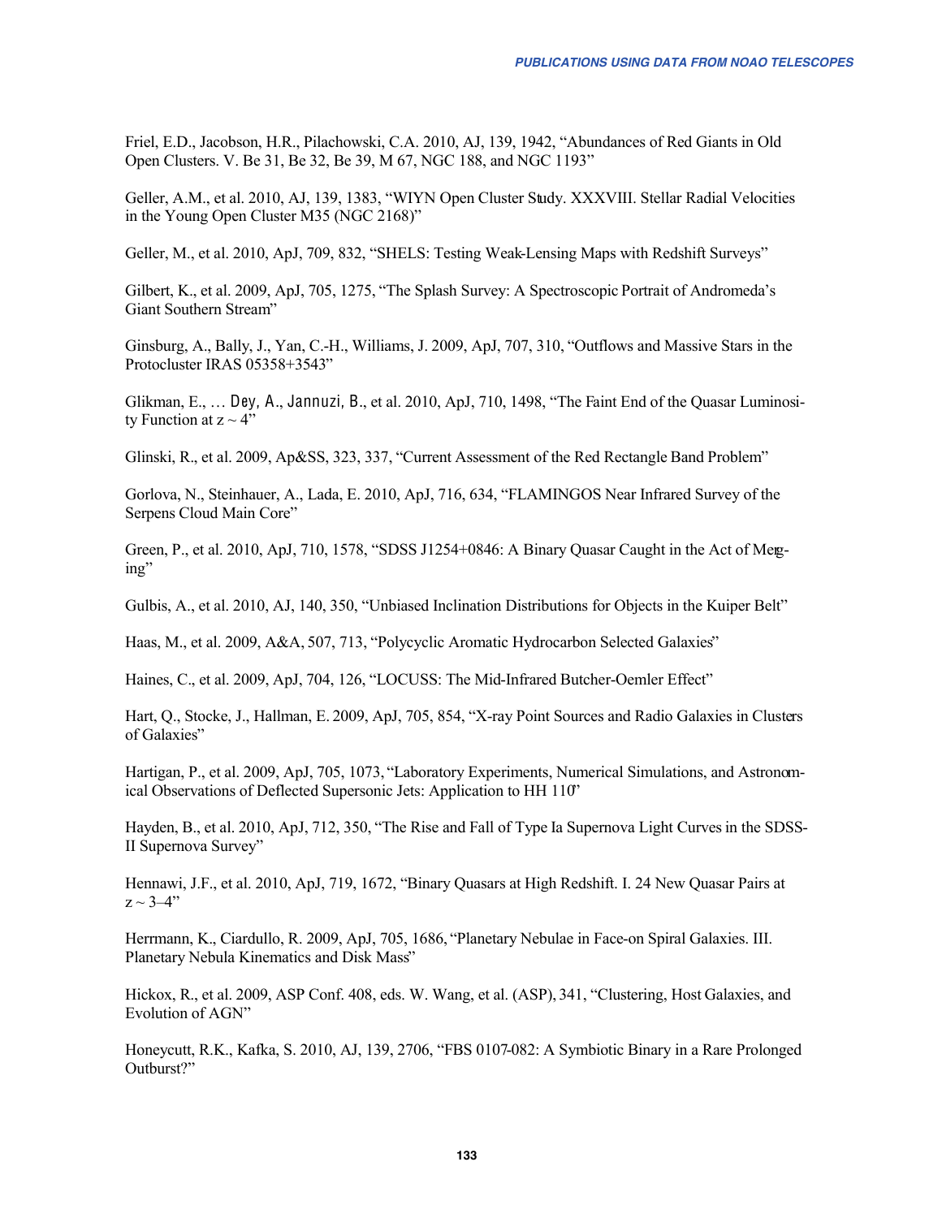Friel, E.D., Jacobson, H.R., Pilachowski, C.A. 2010, AJ, 139, 1942, "Abundances of Red Giants in Old Open Clusters. V. Be 31, Be 32, Be 39, M 67, NGC 188, and NGC 1193"

Geller, A.M., et al. 2010, AJ, 139, 1383, "WIYN Open Cluster Study. XXXVIII. Stellar Radial Velocities in the Young Open Cluster M35 (NGC 2168)"

Geller, M., et al. 2010, ApJ, 709, 832, "SHELS: Testing Weak-Lensing Maps with Redshift Surveys"

Gilbert, K., et al. 2009, ApJ, 705, 1275, "The Splash Survey: A Spectroscopic Portrait of Andromeda's Giant Southern Stream"

Ginsburg, A., Bally, J., Yan, C.-H., Williams, J. 2009, ApJ, 707, 310, "Outflows and Massive Stars in the Protocluster IRAS 05358+3543"

Glikman, E., … Dey, A., Jannuzi, B., et al. 2010, ApJ, 710, 1498, "The Faint End of the Quasar Luminosity Function at z ~ 4"

Glinski, R., et al. 2009, Ap&SS, 323, 337, "Current Assessment of the Red Rectangle Band Problem"

Gorlova, N., Steinhauer, A., Lada, E. 2010, ApJ, 716, 634, "FLAMINGOS Near Infrared Survey of the Serpens Cloud Main Core"

Green, P., et al. 2010, ApJ, 710, 1578, "SDSS J1254+0846: A Binary Quasar Caught in the Act of Merging"

Gulbis, A., et al. 2010, AJ, 140, 350, "Unbiased Inclination Distributions for Objects in the Kuiper Belt"

Haas, M., et al. 2009, A&A, 507, 713, "Polycyclic Aromatic Hydrocarbon Selected Galaxies"

Haines, C., et al. 2009, ApJ, 704, 126, "LOCUSS: The Mid-Infrared Butcher-Oemler Effect"

Hart, Q., Stocke, J., Hallman, E. 2009, ApJ, 705, 854, "X-ray Point Sources and Radio Galaxies in Clusters of Galaxies"

Hartigan, P., et al. 2009, ApJ, 705, 1073, "Laboratory Experiments, Numerical Simulations, and Astronomical Observations of Deflected Supersonic Jets: Application to HH 110"

Hayden, B., et al. 2010, ApJ, 712, 350, "The Rise and Fall of Type Ia Supernova Light Curves in the SDSS-II Supernova Survey"

Hennawi, J.F., et al. 2010, ApJ, 719, 1672, "Binary Quasars at High Redshift. I. 24 New Quasar Pairs at z ~ 3–4"

Herrmann, K., Ciardullo, R. 2009, ApJ, 705, 1686, "Planetary Nebulae in Face-on Spiral Galaxies. III. Planetary Nebula Kinematics and Disk Mass"

Hickox, R., et al. 2009, ASP Conf. 408, eds. W. Wang, et al. (ASP), 341, "Clustering, Host Galaxies, and Evolution of AGN"

Honeycutt, R.K., Kafka, S. 2010, AJ, 139, 2706, "FBS 0107-082: A Symbiotic Binary in a Rare Prolonged Outburst?"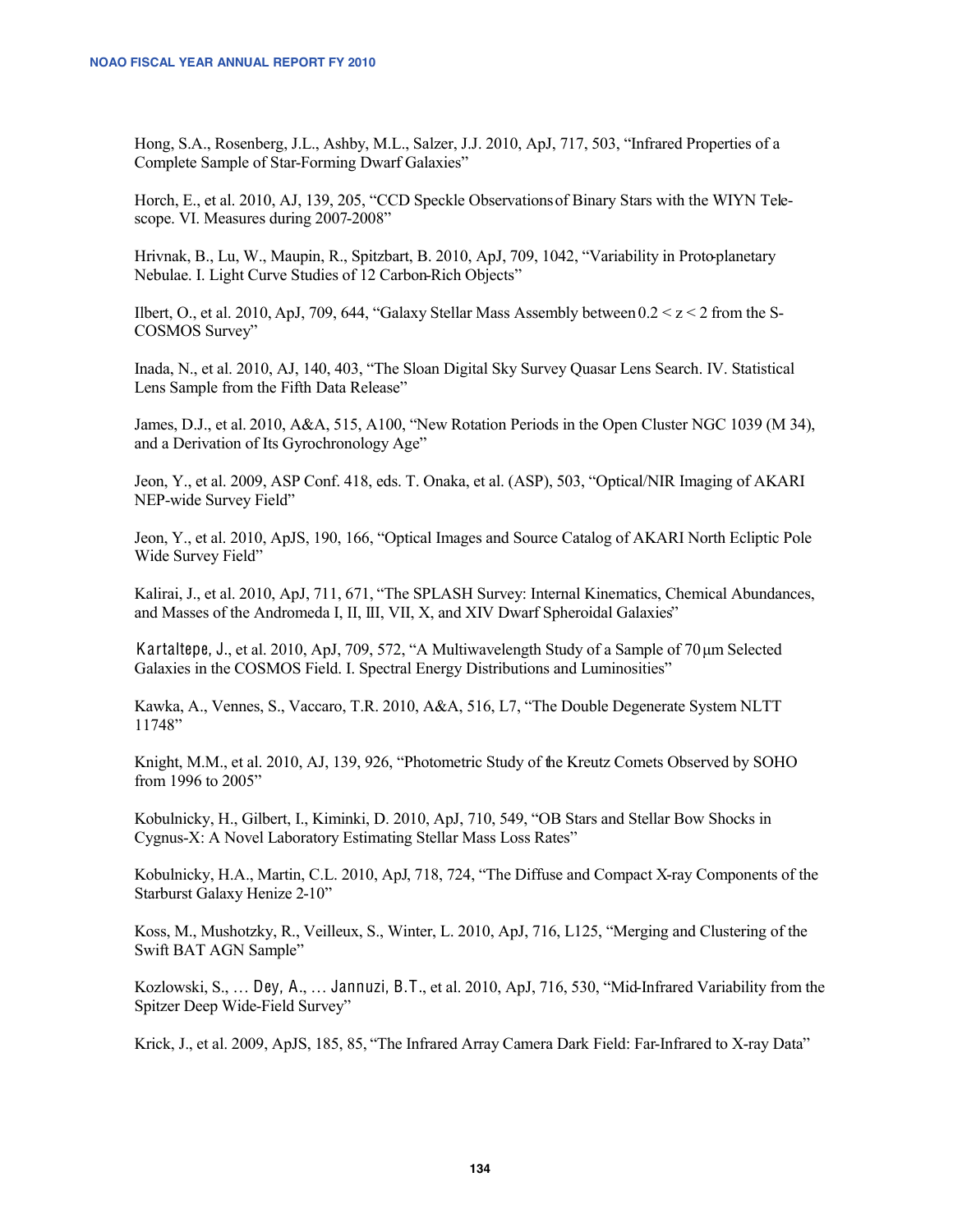Hong, S.A., Rosenberg, J.L., Ashby, M.L., Salzer, J.J. 2010, ApJ, 717, 503, "Infrared Properties of a Complete Sample of Star-Forming Dwarf Galaxies"

Horch, E., et al. 2010, AJ, 139, 205, "CCD Speckle Observations of Binary Stars with the WIYN Telescope. VI. Measures during 2007-2008"

Hrivnak, B., Lu, W., Maupin, R., Spitzbart, B. 2010, ApJ, 709, 1042, "Variability in Proto-planetary Nebulae. I. Light Curve Studies of 12 Carbon-Rich Objects"

Ilbert, O., et al. 2010, ApJ, 709, 644, "Galaxy Stellar Mass Assembly between $0.2 < z < 2$ from the S-COSMOS Survey"

Inada, N., et al. 2010, AJ, 140, 403, "The Sloan Digital Sky Survey Quasar Lens Search. IV. Statistical Lens Sample from the Fifth Data Release"

James, D.J., et al. 2010, A&A, 515, A100, "New Rotation Periods in the Open Cluster NGC 1039 (M 34), and a Derivation of Its Gyrochronology Age"

Jeon, Y., et al. 2009, ASP Conf. 418, eds. T. Onaka, et al. (ASP), 503, "Optical/NIR Imaging of AKARI NEP-wide Survey Field"

Jeon, Y., et al. 2010, ApJS, 190, 166, "Optical Images and Source Catalog of AKARI North Ecliptic Pole Wide Survey Field"

Kalirai, J., et al. 2010, ApJ, 711, 671, "The SPLASH Survey: Internal Kinematics, Chemical Abundances, and Masses of the Andromeda I, II, III, VII, X, and XIV Dwarf Spheroidal Galaxies"

Kartaltepe, J., et al. 2010, ApJ, 709, 572, "A Multiwavelength Study of a Sample of 70 μm Selected Galaxies in the COSMOS Field. I. Spectral Energy Distributions and Luminosities"

Kawka, A., Vennes, S., Vaccaro, T.R. 2010, A&A, 516, L7, "The Double Degenerate System NLTT 11748"

Knight, M.M., et al. 2010, AJ, 139, 926, "Photometric Study of the Kreutz Comets Observed by SOHO from 1996 to 2005"

Kobulnicky, H., Gilbert, I., Kiminki, D. 2010, ApJ, 710, 549, "OB Stars and Stellar Bow Shocks in Cygnus-X: A Novel Laboratory Estimating Stellar Mass Loss Rates"

Kobulnicky, H.A., Martin, C.L. 2010, ApJ, 718, 724, "The Diffuse and Compact X-ray Components of the Starburst Galaxy Henize 2-10"

Koss, M., Mushotzky, R., Veilleux, S., Winter, L. 2010, ApJ, 716, L125, "Merging and Clustering of the Swift BAT AGN Sample"

Kozlowski, S., … Dey, A., … Jannuzi, B.T., et al. 2010, ApJ, 716, 530, "Mid-Infrared Variability from the Spitzer Deep Wide-Field Survey"

Krick, J., et al. 2009, ApJS, 185, 85, "The Infrared Array Camera Dark Field: Far-Infrared to X-ray Data"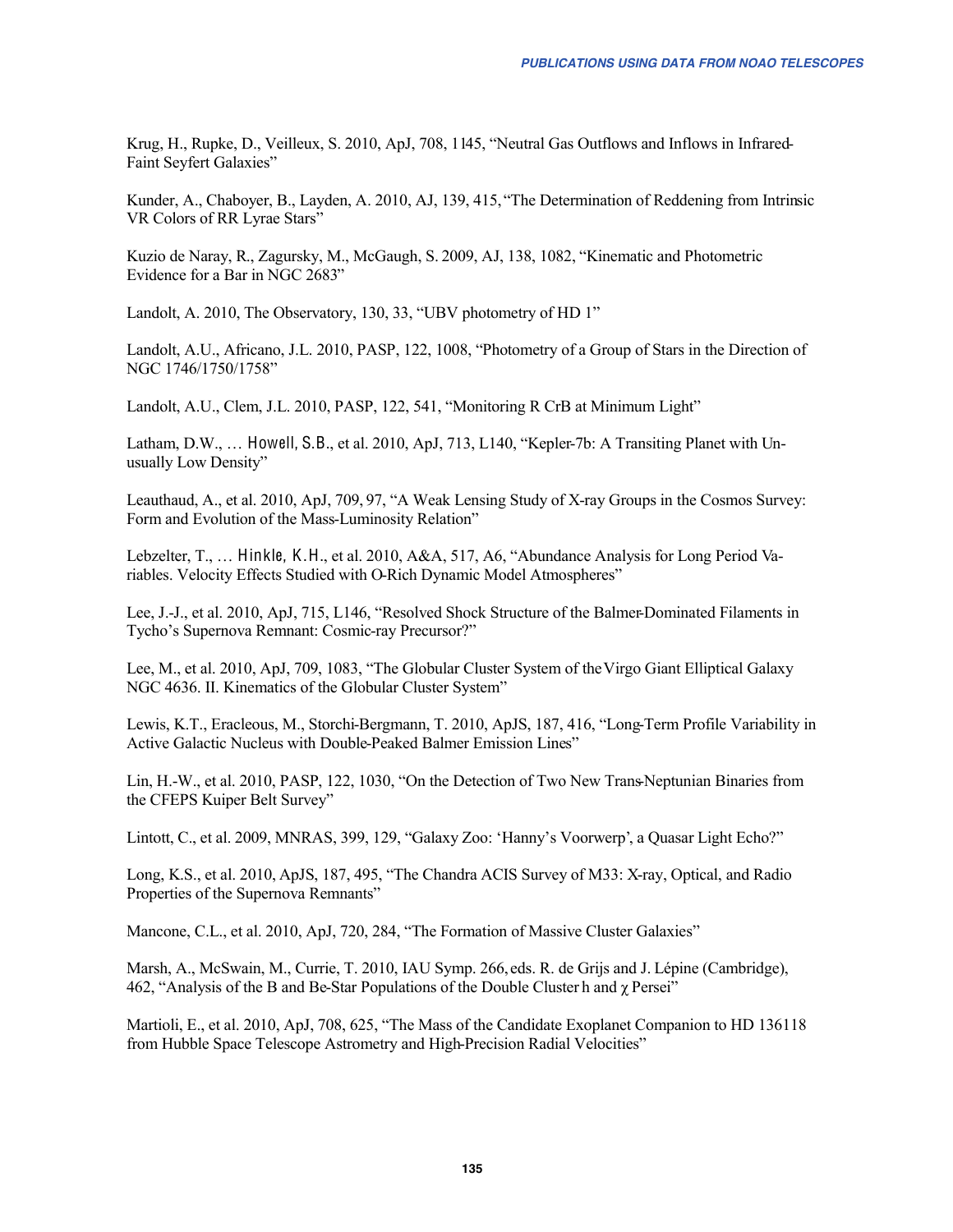Krug, H., Rupke, D., Veilleux, S. 2010, ApJ, 708, 1145, "Neutral Gas Outflows and Inflows in Infrared-Faint Seyfert Galaxies"

Kunder, A., Chaboyer, B., Layden, A. 2010, AJ, 139, 415, "The Determination of Reddening from Intrinsic VR Colors of RR Lyrae Stars"

Kuzio de Naray, R., Zagursky, M., McGaugh, S. 2009, AJ, 138, 1082, "Kinematic and Photometric Evidence for a Bar in NGC 2683"

Landolt, A. 2010, The Observatory, 130, 33, "UBV photometry of HD 1"

Landolt, A.U., Africano, J.L. 2010, PASP, 122, 1008, "Photometry of a Group of Stars in the Direction of NGC 1746/1750/1758"

Landolt, A.U., Clem, J.L. 2010, PASP, 122, 541, "Monitoring R CrB at Minimum Light"

Latham, D.W., … Howell, S.B., et al. 2010, ApJ, 713, L140, "Kepler-7b: A Transiting Planet with Unusually Low Density"

Leauthaud, A., et al. 2010, ApJ, 709, 97, "A Weak Lensing Study of X-ray Groups in the Cosmos Survey: Form and Evolution of the Mass-Luminosity Relation"

Lebzelter, T., … Hinkle, K.H., et al. 2010, A&A, 517, A6, "Abundance Analysis for Long Period Variables. Velocity Effects Studied with O-Rich Dynamic Model Atmospheres"

Lee, J.-J., et al. 2010, ApJ, 715, L146, "Resolved Shock Structure of the Balmer-Dominated Filaments in Tycho's Supernova Remnant: Cosmic-ray Precursor?"

Lee, M., et al. 2010, ApJ, 709, 1083, "The Globular Cluster System of the Virgo Giant Elliptical Galaxy NGC 4636. II. Kinematics of the Globular Cluster System"

Lewis, K.T., Eracleous, M., Storchi-Bergmann, T. 2010, ApJS, 187, 416, "Long-Term Profile Variability in Active Galactic Nucleus with Double-Peaked Balmer Emission Lines"

Lin, H.-W., et al. 2010, PASP, 122, 1030, "On the Detection of Two New Trans-Neptunian Binaries from the CFEPS Kuiper Belt Survey"

Lintott, C., et al. 2009, MNRAS, 399, 129, "Galaxy Zoo: 'Hanny's Voorwerp', a Quasar Light Echo?"

Long, K.S., et al. 2010, ApJS, 187, 495, "The Chandra ACIS Survey of M33: X-ray, Optical, and Radio Properties of the Supernova Remnants"

Mancone, C.L., et al. 2010, ApJ, 720, 284, "The Formation of Massive Cluster Galaxies"

Marsh, A., McSwain, M., Currie, T. 2010, IAU Symp. 266, eds. R. de Grijs and J. Lépine (Cambridge), 462, "Analysis of the B and Be-Star Populations of the Double Cluster h and $\chi$ Persei"

Martioli, E., et al. 2010, ApJ, 708, 625, "The Mass of the Candidate Exoplanet Companion to HD 136118 from Hubble Space Telescope Astrometry and High-Precision Radial Velocities"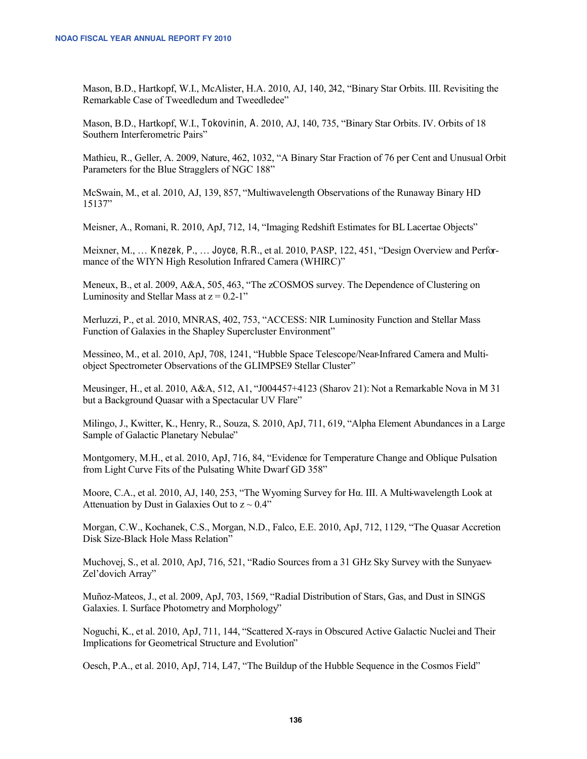Mason, B.D., Hartkopf, W.I., McAlister, H.A. 2010, AJ, 140, 242, “Binary Star Orbits. III. Revisiting the Remarkable Case of Tweedledum and Tweedledee”

Mason, B.D., Hartkopf, W.I., Tokovinin, A. 2010, AJ, 140, 735, “Binary Star Orbits. IV. Orbits of 18 Southern Interferometric Pairs”

Mathieu, R., Geller, A. 2009, Nature, 462, 1032, “A Binary Star Fraction of 76 per Cent and Unusual Orbit Parameters for the Blue Stragglers of NGC 188”

McSwain, M., et al. 2010, AJ, 139, 857, “Multiwavelength Observations of the Runaway Binary HD 15137”

Meisner, A., Romani, R. 2010, ApJ, 712, 14, “Imaging Redshift Estimates for BL Lacertae Objects”

Meixner, M., … Knezek, P., … Joyce, R.R., et al. 2010, PASP, 122, 451, “Design Overview and Performance of the WIYN High Resolution Infrared Camera (WHIRC)”

Meneux, B., et al. 2009, A&A, 505, 463, “The zCOSMOS survey. The Dependence of Clustering on Luminosity and Stellar Mass at z = 0.2-1”

Merluzzi, P., et al. 2010, MNRAS, 402, 753, “ACCESS: NIR Luminosity Function and Stellar Mass Function of Galaxies in the Shapley Supercluster Environment”

Messineo, M., et al. 2010, ApJ, 708, 1241, “Hubble Space Telescope/Near-Infrared Camera and Multi-object Spectrometer Observations of the GLIMPSE9 Stellar Cluster”

Meusinger, H., et al. 2010, A&A, 512, A1, “J004457+4123 (Sharov 21): Not a Remarkable Nova in M 31 but a Background Quasar with a Spectacular UV Flare”

Milingo, J., Kwitter, K., Henry, R., Souza, S. 2010, ApJ, 711, 619, “Alpha Element Abundances in a Large Sample of Galactic Planetary Nebulae”

Montgomery, M.H., et al. 2010, ApJ, 716, 84, “Evidence for Temperature Change and Oblique Pulsation from Light Curve Fits of the Pulsating White Dwarf GD 358”

Moore, C.A., et al. 2010, AJ, 140, 253, “The Wyoming Survey for Hα. III. A Multi-wavelength Look at Attenuation by Dust in Galaxies Out to z ~ 0.4”

Morgan, C.W., Kochanek, C.S., Morgan, N.D., Falco, E.E. 2010, ApJ, 712, 1129, “The Quasar Accretion Disk Size-Black Hole Mass Relation”

Muchovej, S., et al. 2010, ApJ, 716, 521, “Radio Sources from a 31 GHz Sky Survey with the Sunyaev-Zel’dovich Array”

Muñoz-Mateos, J., et al. 2009, ApJ, 703, 1569, “Radial Distribution of Stars, Gas, and Dust in SINGS Galaxies. I. Surface Photometry and Morphology”

Noguchi, K., et al. 2010, ApJ, 711, 144, “Scattered X-rays in Obscured Active Galactic Nuclei and Their Implications for Geometrical Structure and Evolution”

Oesch, P.A., et al. 2010, ApJ, 714, L47, “The Buildup of the Hubble Sequence in the Cosmos Field”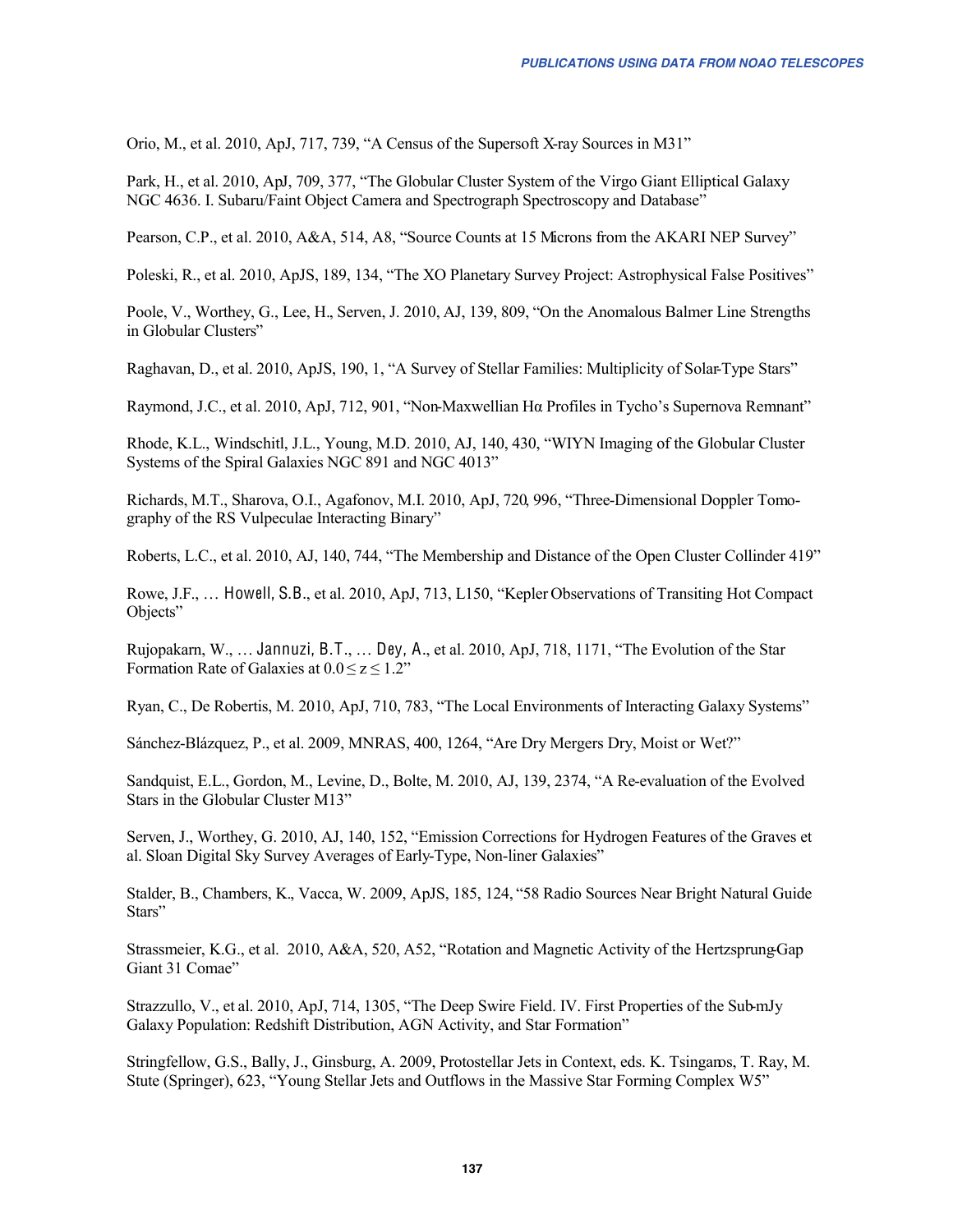Orio, M., et al. 2010, ApJ, 717, 739, “A Census of the Supersoft X-ray Sources in M31”

Park, H., et al. 2010, ApJ, 709, 377, “The Globular Cluster System of the Virgo Giant Elliptical Galaxy NGC 4636. I. Subaru/Faint Object Camera and Spectrograph Spectroscopy and Database”

Pearson, C.P., et al. 2010, A&A, 514, A8, “Source Counts at 15 Microns from the AKARI NEP Survey”

Poleski, R., et al. 2010, ApJS, 189, 134, “The XO Planetary Survey Project: Astrophysical False Positives”

Poole, V., Worthey, G., Lee, H., Serven, J. 2010, AJ, 139, 809, “On the Anomalous Balmer Line Strengths in Globular Clusters”

Raghavan, D., et al. 2010, ApJS, 190, 1, “A Survey of Stellar Families: Multiplicity of Solar-Type Stars”

Raymond, J.C., et al. 2010, ApJ, 712, 901, “Non-Maxwellian Hα Profiles in Tycho’s Supernova Remnant”

Rhode, K.L., Windschitl, J.L., Young, M.D. 2010, AJ, 140, 430, “WIYN Imaging of the Globular Cluster Systems of the Spiral Galaxies NGC 891 and NGC 4013”

Richards, M.T., Sharova, O.I., Agafonov, M.I. 2010, ApJ, 720, 996, “Three-Dimensional Doppler Tomography of the RS Vulpeculae Interacting Binary”

Roberts, L.C., et al. 2010, AJ, 140, 744, “The Membership and Distance of the Open Cluster Collinder 419”

Rowe, J.F., … Howell, S.B., et al. 2010, ApJ, 713, L150, “Kepler Observations of Transiting Hot Compact Objects”

Rujopakarn, W., … Jannuzi, B.T., … Dey, A., et al. 2010, ApJ, 718, 1171, “The Evolution of the Star Formation Rate of Galaxies at $0.0 \leq z \leq 1.2$”

Ryan, C., De Robertis, M. 2010, ApJ, 710, 783, “The Local Environments of Interacting Galaxy Systems”

Sánchez-Blázquez, P., et al. 2009, MNRAS, 400, 1264, “Are Dry Mergers Dry, Moist or Wet?”

Sandquist, E.L., Gordon, M., Levine, D., Bolte, M. 2010, AJ, 139, 2374, “A Re-evaluation of the Evolved Stars in the Globular Cluster M13”

Serven, J., Worthey, G. 2010, AJ, 140, 152, “Emission Corrections for Hydrogen Features of the Graves et al. Sloan Digital Sky Survey Averages of Early-Type, Non-liner Galaxies”

Stalder, B., Chambers, K., Vacca, W. 2009, ApJS, 185, 124, “58 Radio Sources Near Bright Natural Guide Stars”

Strassmeier, K.G., et al. 2010, A&A, 520, A52, “Rotation and Magnetic Activity of the Hertzsprung-Gap Giant 31 Comae”

Strazzullo, V., et al. 2010, ApJ, 714, 1305, “The Deep Swire Field. IV. First Properties of the Sub-mJy Galaxy Population: Redshift Distribution, AGN Activity, and Star Formation”

Stringfellow, G.S., Bally, J., Ginsburg, A. 2009, Protostellar Jets in Context, eds. K. Tsinganos, T. Ray, M. Stute (Springer), 623, “Young Stellar Jets and Outflows in the Massive Star Forming Complex W5”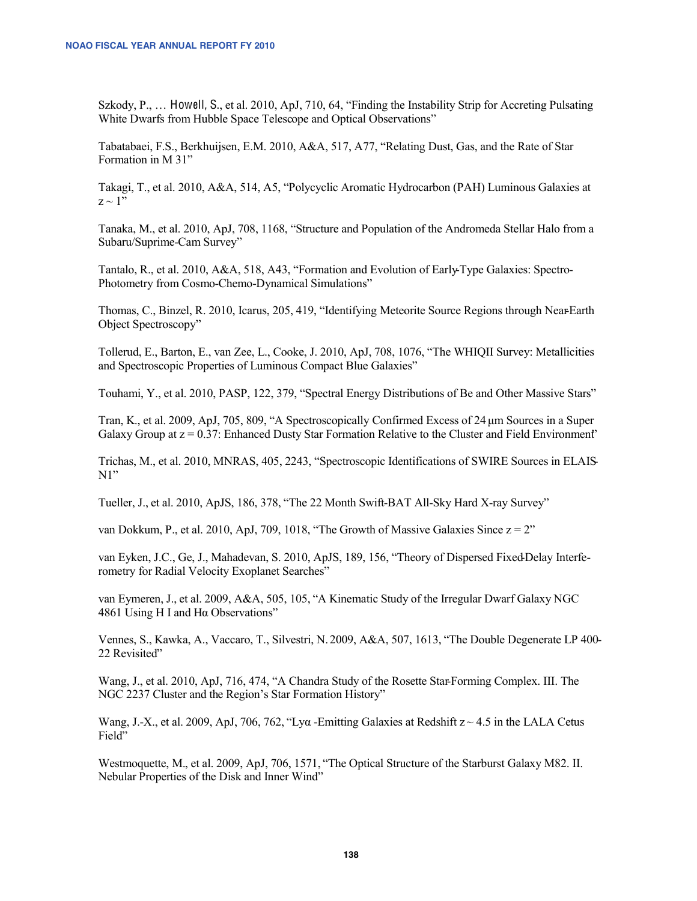Szkody, P., … Howell, S., et al. 2010, ApJ, 710, 64, "Finding the Instability Strip for Accreting Pulsating White Dwarfs from Hubble Space Telescope and Optical Observations"

Tabatabaei, F.S., Berkhuijsen, E.M. 2010, A&A, 517, A77, "Relating Dust, Gas, and the Rate of Star Formation in M 31"

Takagi, T., et al. 2010, A&A, 514, A5, "Polycyclic Aromatic Hydrocarbon (PAH) Luminous Galaxies at $z \sim 1$"

Tanaka, M., et al. 2010, ApJ, 708, 1168, "Structure and Population of the Andromeda Stellar Halo from a Subaru/Suprime-Cam Survey"

Tantalo, R., et al. 2010, A&A, 518, A43, "Formation and Evolution of Early-Type Galaxies: Spectro-Photometry from Cosmo-Chemo-Dynamical Simulations"

Thomas, C., Binzel, R. 2010, Icarus, 205, 419, "Identifying Meteorite Source Regions through Near-Earth Object Spectroscopy"

Tollerud, E., Barton, E., van Zee, L., Cooke, J. 2010, ApJ, 708, 1076, "The WHIQII Survey: Metallicities and Spectroscopic Properties of Luminous Compact Blue Galaxies"

Touhami, Y., et al. 2010, PASP, 122, 379, "Spectral Energy Distributions of Be and Other Massive Stars"

Tran, K., et al. 2009, ApJ, 705, 809, "A Spectroscopically Confirmed Excess of 24 μm Sources in a Super Galaxy Group at $z = 0.37$: Enhanced Dusty Star Formation Relative to the Cluster and Field Environment"

Trichas, M., et al. 2010, MNRAS, 405, 2243, "Spectroscopic Identifications of SWIRE Sources in ELAIS-N1"

Tueller, J., et al. 2010, ApJS, 186, 378, "The 22 Month Swift-BAT All-Sky Hard X-ray Survey"

van Dokkum, P., et al. 2010, ApJ, 709, 1018, "The Growth of Massive Galaxies Since $z = 2$"

van Eyken, J.C., Ge, J., Mahadevan, S. 2010, ApJS, 189, 156, "Theory of Dispersed Fixed-Delay Interferometry for Radial Velocity Exoplanet Searches"

van Eymeren, J., et al. 2009, A&A, 505, 105, "A Kinematic Study of the Irregular Dwarf Galaxy NGC 4861 Using H I and Hα Observations"

Vennes, S., Kawka, A., Vaccaro, T., Silvestri, N. 2009, A&A, 507, 1613, "The Double Degenerate LP 400-22 Revisited"

Wang, J., et al. 2010, ApJ, 716, 474, "A Chandra Study of the Rosette Star-Forming Complex. III. The NGC 2237 Cluster and the Region's Star Formation History"

Wang, J.-X., et al. 2009, ApJ, 706, 762, "Lyα -Emitting Galaxies at Redshift $z \sim 4.5$ in the LALA Cetus Field"

Westmoquette, M., et al. 2009, ApJ, 706, 1571, "The Optical Structure of the Starburst Galaxy M82. II. Nebular Properties of the Disk and Inner Wind"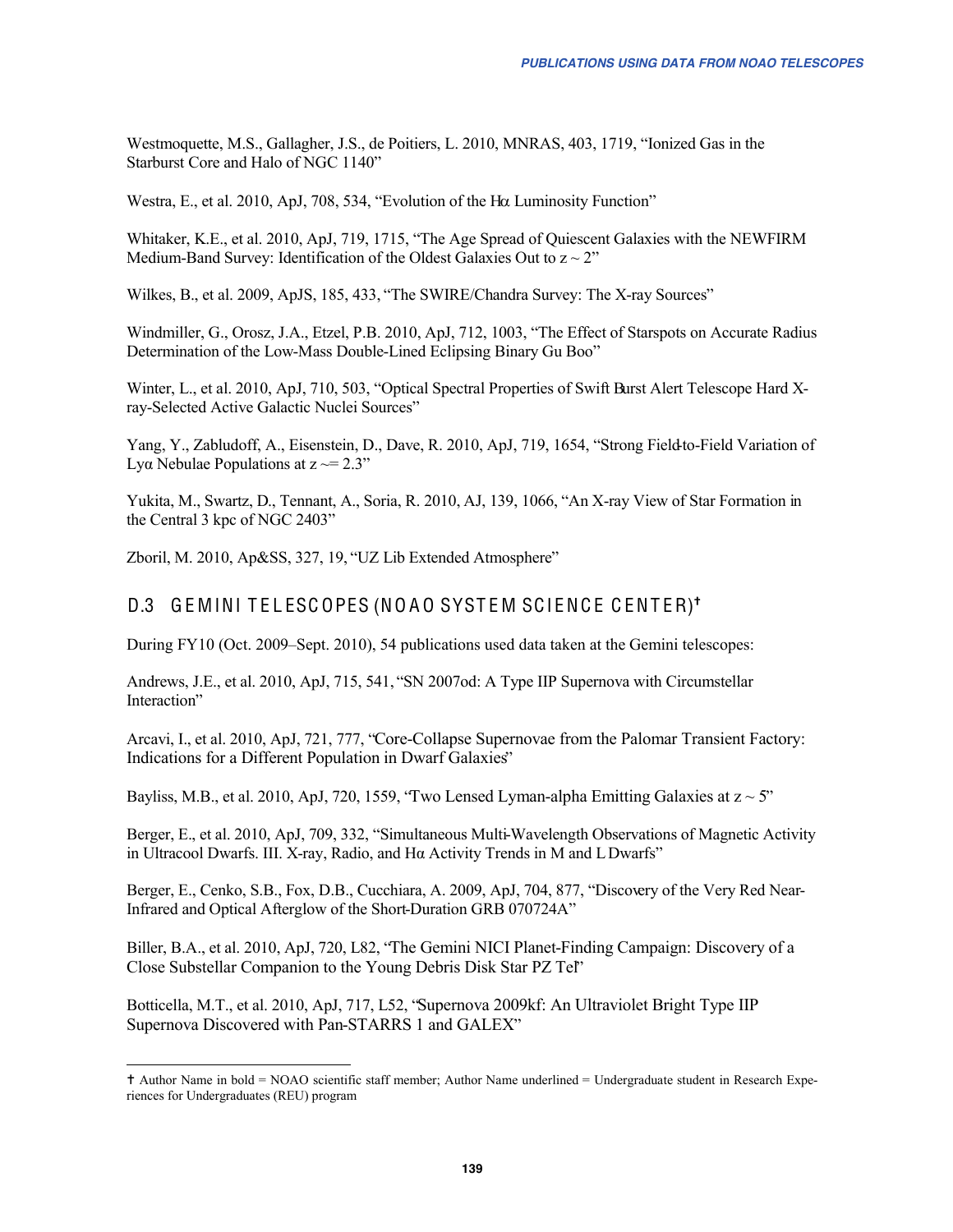Westmoquette, M.S., Gallagher, J.S., de Poitiers, L. 2010, MNRAS, 403, 1719, "Ionized Gas in the Starburst Core and Halo of NGC 1140"

Westra, E., et al. 2010, ApJ, 708, 534, "Evolution of the Hα Luminosity Function"

Whitaker, K.E., et al. 2010, ApJ, 719, 1715, "The Age Spread of Quiescent Galaxies with the NEWFIRM Medium-Band Survey: Identification of the Oldest Galaxies Out to z ~ 2"

Wilkes, B., et al. 2009, ApJS, 185, 433, "The SWIRE/Chandra Survey: The X-ray Sources"

Windmiller, G., Orosz, J.A., Etzel, P.B. 2010, ApJ, 712, 1003, "The Effect of Starspots on Accurate Radius Determination of the Low-Mass Double-Lined Eclipsing Binary Gu Boo"

Winter, L., et al. 2010, ApJ, 710, 503, "Optical Spectral Properties of Swift Burst Alert Telescope Hard X-ray-Selected Active Galactic Nuclei Sources"

Yang, Y., Zabludoff, A., Eisenstein, D., Dave, R. 2010, ApJ, 719, 1654, "Strong Field-to-Field Variation of Lyα Nebulae Populations at z ~= 2.3"

Yukita, M., Swartz, D., Tennant, A., Soria, R. 2010, AJ, 139, 1066, "An X-ray View of Star Formation in the Central 3 kpc of NGC 2403"

Zboril, M. 2010, Ap&SS, 327, 19, "UZ Lib Extended Atmosphere"

## D.3 GEMINI TELESCOPES (NOAO SYSTEM SCIENCE CENTER)†

During FY10 (Oct. 2009–Sept. 2010), 54 publications used data taken at the Gemini telescopes:

Andrews, J.E., et al. 2010, ApJ, 715, 541, "SN 2007od: A Type IIP Supernova with Circumstellar Interaction"

Arcavi, I., et al. 2010, ApJ, 721, 777, "Core-Collapse Supernovae from the Palomar Transient Factory: Indications for a Different Population in Dwarf Galaxies"

Bayliss, M.B., et al. 2010, ApJ, 720, 1559, "Two Lensed Lyman-alpha Emitting Galaxies at z ~ 5"

Berger, E., et al. 2010, ApJ, 709, 332, "Simultaneous Multi-Wavelength Observations of Magnetic Activity in Ultracool Dwarfs. III. X-ray, Radio, and Hα Activity Trends in M and L Dwarfs"

Berger, E., Cenko, S.B., Fox, D.B., Cucchiara, A. 2009, ApJ, 704, 877, "Discovery of the Very Red Near-Infrared and Optical Afterglow of the Short-Duration GRB 070724A"

Biller, B.A., et al. 2010, ApJ, 720, L82, "The Gemini NICI Planet-Finding Campaign: Discovery of a Close Substellar Companion to the Young Debris Disk Star PZ Tel"

Botticella, M.T., et al. 2010, ApJ, 717, L52, "Supernova 2009kf: An Ultraviolet Bright Type IIP Supernova Discovered with Pan-STARRS 1 and GALEX"

† Author Name in bold = NOAO scientific staff member; Author Name underlined = Undergraduate student in Research Experiences for Undergraduates (REU) program